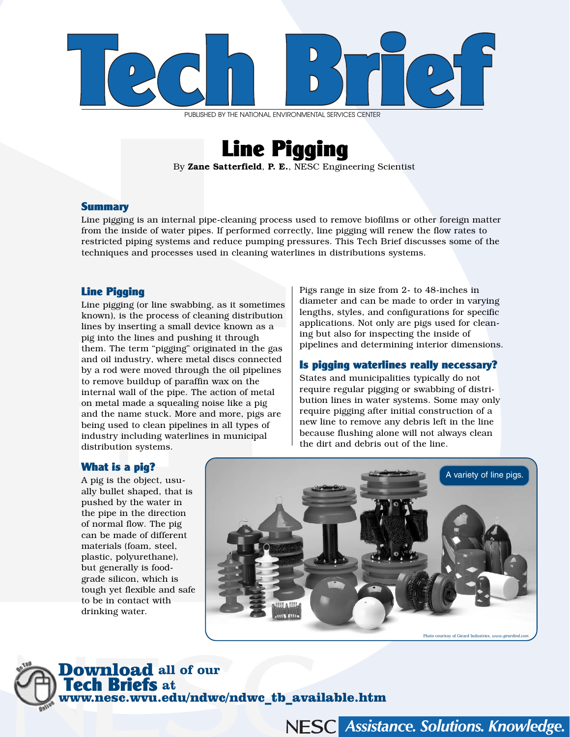# Tech Brief

PUBLISHED BY THE NATIONAL ENVIRONMENTAL SERVICES CENTER

# Line Pigging

By **Zane Satterfield**, **P. E.**, NESC Engineering Scientist

## Summary

Line pigging is an internal pipe-cleaning process used to remove biofilms or other foreign matter from the inside of water pipes. If performed correctly, line pigging will renew the flow rates to restricted piping systems and reduce pumping pressures. This Tech Brief discusses some of the techniques and processes used in cleaning waterlines in distributions systems.

## Line Pigging

Line pigging (or line swabbing, as it sometimes known), is the process of cleaning distribution lines by inserting a small device known as a pig into the lines and pushing it through them. The term "pigging" originated in the gas and oil industry, where metal discs connected by a rod were moved through the oil pipelines to remove buildup of paraffin wax on the internal wall of the pipe. The action of metal on metal made a squealing noise like a pig and the name stuck. More and more, pigs are being used to clean pipelines in all types of industry including waterlines in municipal distribution systems.

Pigs range in size from 2- to 48-inches in diameter and can be made to order in varying lengths, styles, and configurations for specific applications. Not only are pigs used for cleaning but also for inspecting the inside of pipelines and determining interior dimensions.

## Is pigging waterlines really necessary?

States and municipalities typically do not require regular pigging or swabbing of distribution lines in water systems. Some may only require pigging after initial construction of a new line to remove any debris left in the line because flushing alone will not always clean the dirt and debris out of the line.

## What is a pig?

A pig is the object, usually bullet shaped, that is pushed by the water in the pipe in the direction of normal flow. The pig can be made of different materials (foam, steel, plastic, polyurethane), but generally is food-grade silicon, which is tough yet flexible and safe to be in contact with drinking water.

A variety of line pigs.

Photo courtesy of Girard Industries, *www.girardind.com*

**Download** all of our **Tech Briefs** at **www.nesc.wvu.edu/ndwc/ndwc_tb_available.htm**

NESC *Assistance. Solutions. Knowledge.*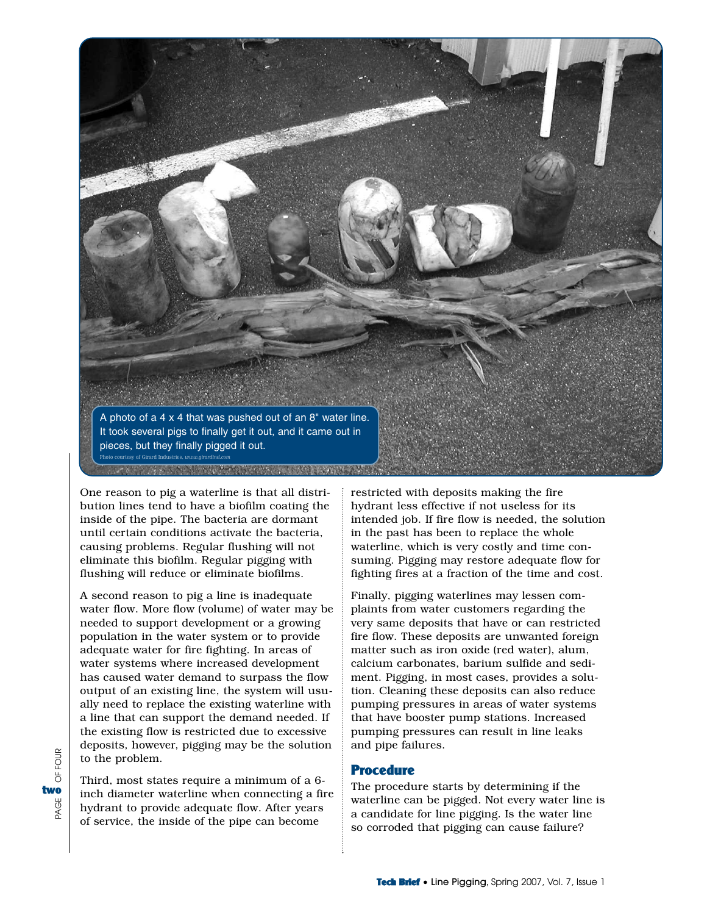A photo of a 4 x 4 that was pushed out of an 8" water line. It took several pigs to finally get it out, and it came out in pieces, but they finally pigged it out.

Photo courtesy of Girard Industries, www.girardind.com

One reason to pig a waterline is that all distribution lines tend to have a biofilm coating the inside of the pipe. The bacteria are dormant until certain conditions activate the bacteria, causing problems. Regular flushing will not eliminate this biofilm. Regular pigging with flushing will reduce or eliminate biofilms.

A second reason to pig a line is inadequate water flow. More flow (volume) of water may be needed to support development or a growing population in the water system or to provide adequate water for fire fighting. In areas of water systems where increased development has caused water demand to surpass the flow output of an existing line, the system will usually need to replace the existing waterline with a line that can support the demand needed. If the existing flow is restricted due to excessive deposits, however, pigging may be the solution to the problem.

Third, most states require a minimum of a 6-inch diameter waterline when connecting a fire hydrant to provide adequate flow. After years of service, the inside of the pipe can become restricted with deposits making the fire hydrant less effective if not useless for its intended job. If fire flow is needed, the solution in the past has been to replace the whole waterline, which is very costly and time consuming. Pigging may restore adequate flow for fighting fires at a fraction of the time and cost.

Finally, pigging waterlines may lessen complaints from water customers regarding the very same deposits that have or can restricted fire flow. These deposits are unwanted foreign matter such as iron oxide (red water), alum, calcium carbonates, barium sulfide and sediment. Pigging, in most cases, provides a solution. Cleaning these deposits can also reduce pumping pressures in areas of water systems that have booster pump stations. Increased pumping pressures can result in line leaks and pipe failures.

## Procedure

The procedure starts by determining if the waterline can be pigged. Not every water line is a candidate for line pigging. Is the water line so corroded that pigging can cause failure?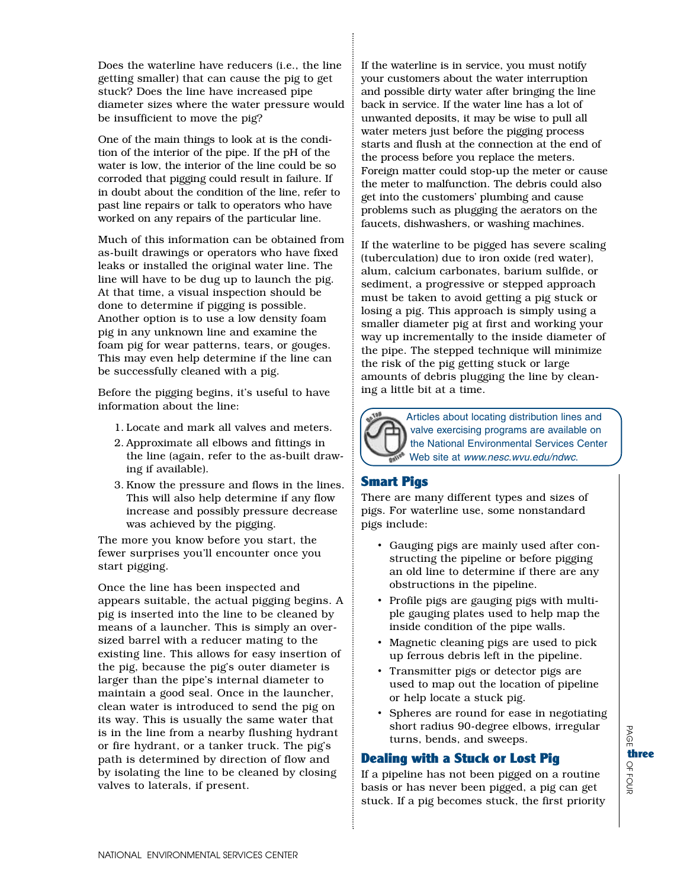Does the waterline have reducers (i.e., the line getting smaller) that can cause the pig to get stuck? Does the line have increased pipe diameter sizes where the water pressure would be insufficient to move the pig?

One of the main things to look at is the condition of the interior of the pipe. If the pH of the water is low, the interior of the line could be so corroded that pigging could result in failure. If in doubt about the condition of the line, refer to past line repairs or talk to operators who have worked on any repairs of the particular line.

Much of this information can be obtained from as-built drawings or operators who have fixed leaks or installed the original water line. The line will have to be dug up to launch the pig. At that time, a visual inspection should be done to determine if pigging is possible. Another option is to use a low density foam pig in any unknown line and examine the foam pig for wear patterns, tears, or gouges. This may even help determine if the line can be successfully cleaned with a pig.

Before the pigging begins, it's useful to have information about the line:

1. Locate and mark all valves and meters.
2. Approximate all elbows and fittings in the line (again, refer to the as-built drawing if available).
3. Know the pressure and flows in the lines. This will also help determine if any flow increase and possibly pressure decrease was achieved by the pigging.

The more you know before you start, the fewer surprises you'll encounter once you start pigging.

Once the line has been inspected and appears suitable, the actual pigging begins. A pig is inserted into the line to be cleaned by means of a launcher. This is simply an oversized barrel with a reducer mating to the existing line. This allows for easy insertion of the pig, because the pig's outer diameter is larger than the pipe's internal diameter to maintain a good seal. Once in the launcher, clean water is introduced to send the pig on its way. This is usually the same water that is in the line from a nearby flushing hydrant or fire hydrant, or a tanker truck. The pig's path is determined by direction of flow and by isolating the line to be cleaned by closing valves to laterals, if present.

If the waterline is in service, you must notify your customers about the water interruption and possible dirty water after bringing the line back in service. If the water line has a lot of unwanted deposits, it may be wise to pull all water meters just before the pigging process starts and flush at the connection at the end of the process before you replace the meters. Foreign matter could stop-up the meter or cause the meter to malfunction. The debris could also get into the customers' plumbing and cause problems such as plugging the aerators on the faucets, dishwashers, or washing machines.

If the waterline to be pigged has severe scaling (tuberculation) due to iron oxide (red water), alum, calcium carbonates, barium sulfide, or sediment, a progressive or stepped approach must be taken to avoid getting a pig stuck or losing a pig. This approach is simply using a smaller diameter pig at first and working your way up incrementally to the inside diameter of the pipe. The stepped technique will minimize the risk of the pig getting stuck or large amounts of debris plugging the line by cleaning a little bit at a time.

Articles about locating distribution lines and valve exercising programs are available on the National Environmental Services Center Web site at *www.nesc.wvu.edu/ndwc*.

## Smart Pigs

There are many different types and sizes of pigs. For waterline use, some nonstandard pigs include:

- Gauging pigs are mainly used after constructing the pipeline or before pigging an old line to determine if there are any obstructions in the pipeline.
- Profile pigs are gauging pigs with multiple gauging plates used to help map the inside condition of the pipe walls.
- Magnetic cleaning pigs are used to pick up ferrous debris left in the pipeline.
- Transmitter pigs or detector pigs are used to map out the location of pipeline or help locate a stuck pig.
- Spheres are round for ease in negotiating short radius 90-degree elbows, irregular turns, bends, and sweeps.

## Dealing with a Stuck or Lost Pig

If a pipeline has not been pigged on a routine basis or has never been pigged, a pig can get stuck. If a pig becomes stuck, the first priority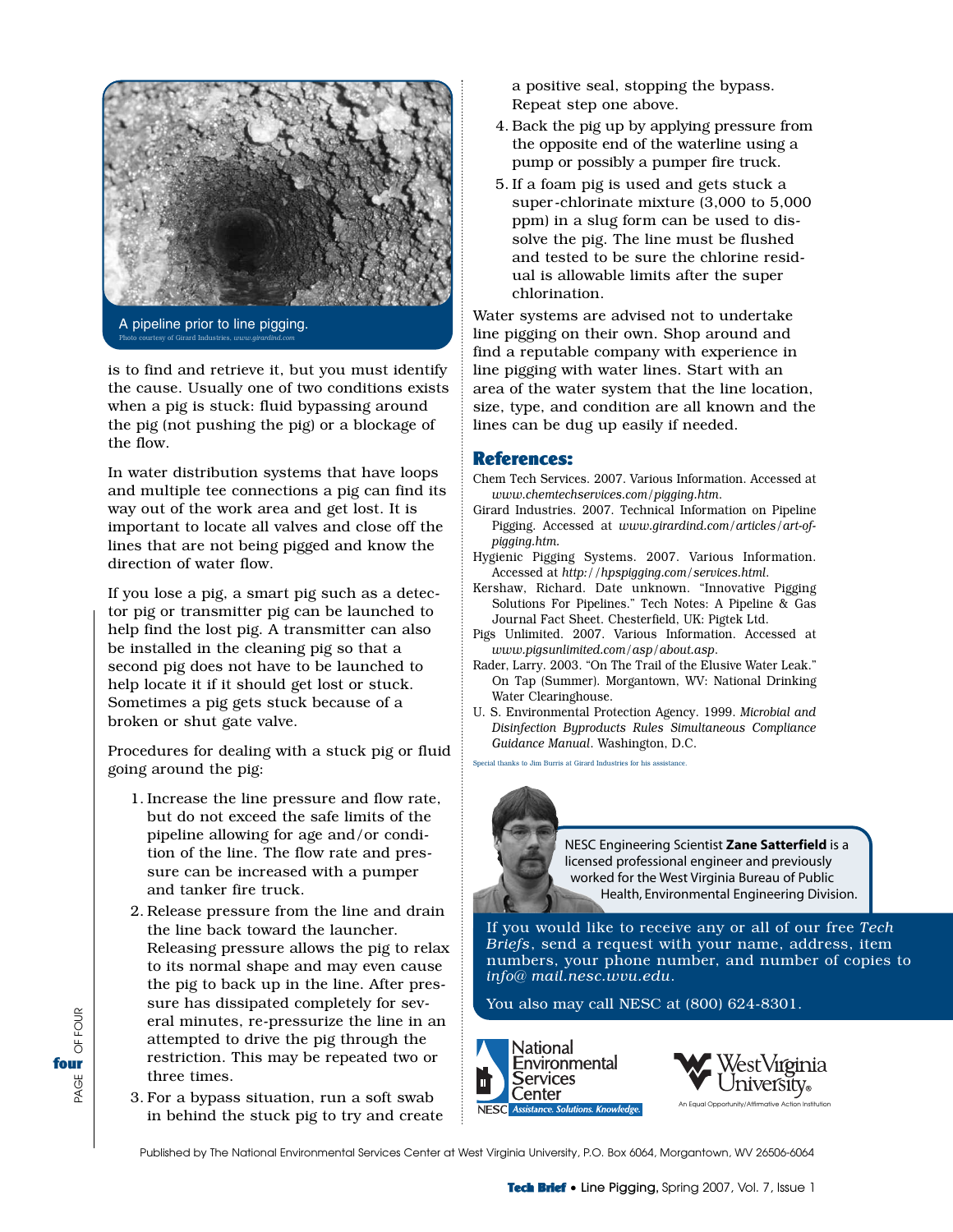A pipeline prior to line pigging.
Photo courtesy of Girard Industries, www.girardind.com

is to find and retrieve it, but you must identify the cause. Usually one of two conditions exists when a pig is stuck: fluid bypassing around the pig (not pushing the pig) or a blockage of the flow.

In water distribution systems that have loops and multiple tee connections a pig can find its way out of the work area and get lost. It is important to locate all valves and close off the lines that are not being pigged and know the direction of water flow.

If you lose a pig, a smart pig such as a detector pig or transmitter pig can be launched to help find the lost pig. A transmitter can also be installed in the cleaning pig so that a second pig does not have to be launched to help locate it if it should get lost or stuck. Sometimes a pig gets stuck because of a broken or shut gate valve.

Procedures for dealing with a stuck pig or fluid going around the pig:

1. Increase the line pressure and flow rate, but do not exceed the safe limits of the pipeline allowing for age and/or condition of the line. The flow rate and pressure can be increased with a pumper and tanker fire truck.
2. Release pressure from the line and drain the line back toward the launcher. Releasing pressure allows the pig to relax to its normal shape and may even cause the pig to back up in the line. After pressure has dissipated completely for several minutes, re-pressurize the line in an attempted to drive the pig through the restriction. This may be repeated two or three times.
3. For a bypass situation, run a soft swab in behind the stuck pig to try and create a positive seal, stopping the bypass. Repeat step one above.
4. Back the pig up by applying pressure from the opposite end of the waterline using a pump or possibly a pumper fire truck.
5. If a foam pig is used and gets stuck a super-chlorinate mixture (3,000 to 5,000 ppm) in a slug form can be used to dissolve the pig. The line must be flushed and tested to be sure the chlorine residual is allowable limits after the super chlorination.

Water systems are advised not to undertake line pigging on their own. Shop around and find a reputable company with experience in line pigging with water lines. Start with an area of the water system that the line location, size, type, and condition are all known and the lines can be dug up easily if needed.

## References:

Chem Tech Services. 2007. Various Information. Accessed at *www.chemtechservices.com/pigging.htm.*

Girard Industries. 2007. Technical Information on Pipeline Pigging. Accessed at *www.girardind.com/articles/art-of-pigging.htm.*

Hygienic Pigging Systems. 2007. Various Information. Accessed at *http://hpspigging.com/services.html.*

Kershaw, Richard. Date unknown. "Innovative Pigging Solutions For Pipelines." Tech Notes: A Pipeline & Gas Journal Fact Sheet. Chesterfield, UK: Pigtek Ltd.

Pigs Unlimited. 2007. Various Information. Accessed at *www.pigsunlimited.com/asp/about.asp.*

Rader, Larry. 2003. "On The Trail of the Elusive Water Leak." On Tap (Summer). Morgantown, WV: National Drinking Water Clearinghouse.

U. S. Environmental Protection Agency. 1999. *Microbial and Disinfection Byproducts Rules Simultaneous Compliance Guidance Manual*. Washington, D.C.

Special thanks to Jim Burris at Girard Industries for his assistance.

NESC Engineering Scientist **Zane Satterfield** is a licensed professional engineer and previously worked for the West Virginia Bureau of Public Health, Environmental Engineering Division.

If you would like to receive any or all of our free *Tech Briefs*, send a request with your name, address, item numbers, your phone number, and number of copies to *info@ mail.nesc.wvu.edu*.

You also may call NESC at (800) 624-8301.

National Environmental Services Center
NESC *Assistance. Solutions. Knowledge.*

West Virginia University.
An Equal Opportunity/Affirmative Action Institution

Published by The National Environmental Services Center at West Virginia University, P.O. Box 6064, Morgantown, WV 26506-6064